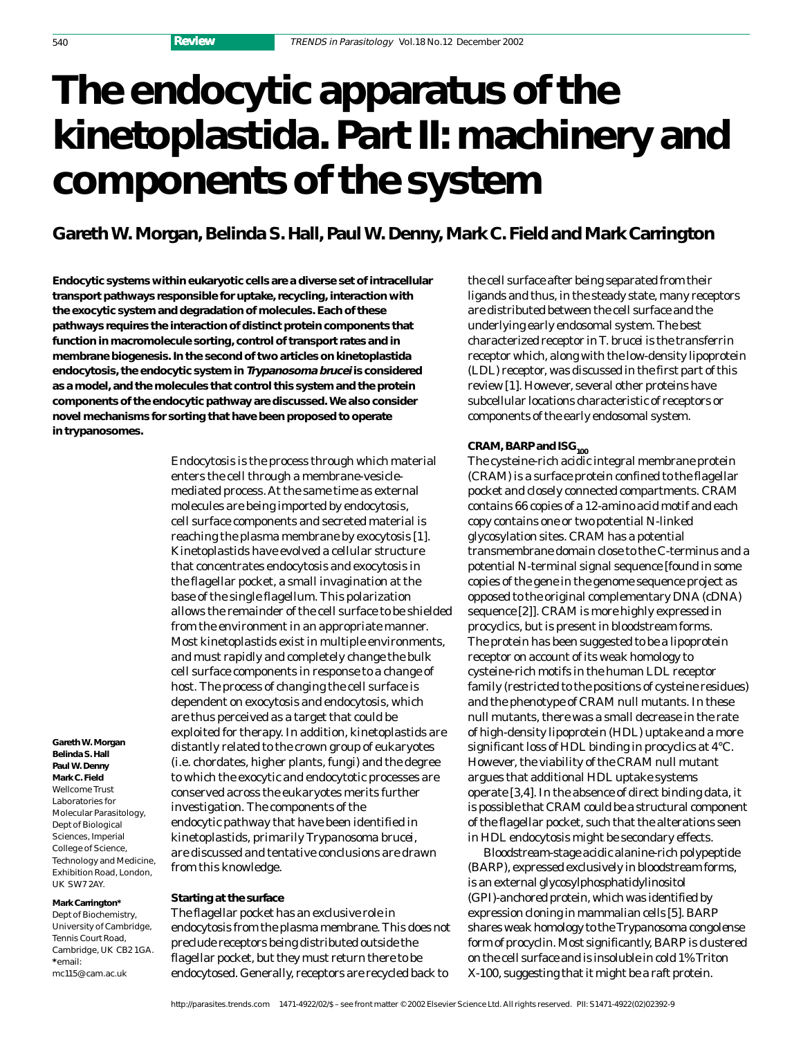# The endocytic apparatus of the kinetoplastida. Part II: machinery and components of the system

## Gareth W. Morgan, Belinda S. Hall, Paul W. Denny, Mark C. Field and Mark Carrington

**Endocytic systems within eukaryotic cells are a diverse set of intracellular transport pathways responsible for uptake, recycling, interaction with the exocytic system and degradation of molecules. Each of these pathways requires the interaction of distinct protein components that function in macromolecule sorting, control of transport rates and in membrane biogenesis. In the second of two articles on kinetoplastida endocytosis, the endocytic system in *Trypanosoma brucei* is considered as a model, and the molecules that control this system and the protein components of the endocytic pathway are discussed. We also consider novel mechanisms for sorting that have been proposed to operate in trypanosomes.**

**Gareth W. Morgan**
**Belinda S. Hall**
**Paul W. Denny**
**Mark C. Field**
Wellcome Trust Laboratories for Molecular Parasitology, Dept of Biological Sciences, Imperial College of Science, Technology and Medicine, Exhibition Road, London, UK SW7 2AY.

**Mark Carrington***
Dept of Biochemistry, University of Cambridge, Tennis Court Road, Cambridge, UK CB2 1GA.
*email: mc115@cam.ac.uk

Endocytosis is the process through which material enters the cell through a membrane-vesicle-mediated process. At the same time as external molecules are being imported by endocytosis, cell surface components and secreted material is reaching the plasma membrane by exocytosis [1]. Kinetoplastids have evolved a cellular structure that concentrates endocytosis and exocytosis in the flagellar pocket, a small invagination at the base of the single flagellum. This polarization allows the remainder of the cell surface to be shielded from the environment in an appropriate manner. Most kinetoplastids exist in multiple environments, and must rapidly and completely change the bulk cell surface components in response to a change of host. The process of changing the cell surface is dependent on exocytosis and endocytosis, which are thus perceived as a target that could be exploited for therapy. In addition, kinetoplastids are distantly related to the crown group of eukaryotes (i.e. chordates, higher plants, fungi) and the degree to which the exocytic and endocytotic processes are conserved across the eukaryotes merits further investigation. The components of the endocytic pathway that have been identified in kinetoplastids, primarily *Trypanosoma brucei*, are discussed and tentative conclusions are drawn from this knowledge.

### Starting at the surface

The flagellar pocket has an exclusive role in endocytosis from the plasma membrane. This does not preclude receptors being distributed outside the flagellar pocket, but they must return there to be endocytosed. Generally, receptors are recycled back to the cell surface after being separated from their ligands and thus, in the steady state, many receptors are distributed between the cell surface and the underlying early endosomal system. The best characterized receptor in *T. brucei* is the transferrin receptor which, along with the low-density lipoprotein (LDL) receptor, was discussed in the first part of this review [1]. However, several other proteins have subcellular locations characteristic of receptors or components of the early endosomal system.

### CRAM, BARP and ISG$_{100}$

The cysteine-rich acidic integral membrane protein (CRAM) is a surface protein confined to the flagellar pocket and closely connected compartments. CRAM contains 66 copies of a 12-amino acid motif and each copy contains one or two potential N-linked glycosylation sites. CRAM has a potential transmembrane domain close to the C-terminus and a potential N-terminal signal sequence [found in some copies of the gene in the genome sequence project as opposed to the original complementary DNA (cDNA) sequence [2]]. CRAM is more highly expressed in procyclics, but is present in bloodstream forms. The protein has been suggested to be a lipoprotein receptor on account of its weak homology to cysteine-rich motifs in the human LDL receptor family (restricted to the positions of cysteine residues) and the phenotype of CRAM null mutants. In these null mutants, there was a small decrease in the rate of high-density lipoprotein (HDL) uptake and a more significant loss of HDL binding in procyclics at 4°C. However, the viability of the CRAM null mutant argues that additional HDL uptake systems operate [3,4]. In the absence of direct binding data, it is possible that CRAM could be a structural component of the flagellar pocket, such that the alterations seen in HDL endocytosis might be secondary effects.

Bloodstream-stage acidic alanine-rich polypeptide (BARP), expressed exclusively in bloodstream forms, is an external glycosylphosphatidylinositol (GPI)-anchored protein, which was identified by expression cloning in mammalian cells [5]. BARP shares weak homology to the *Trypanosoma congolense* form of procyclin. Most significantly, BARP is clustered on the cell surface and is insoluble in cold 1% Triton X-100, suggesting that it might be a raft protein.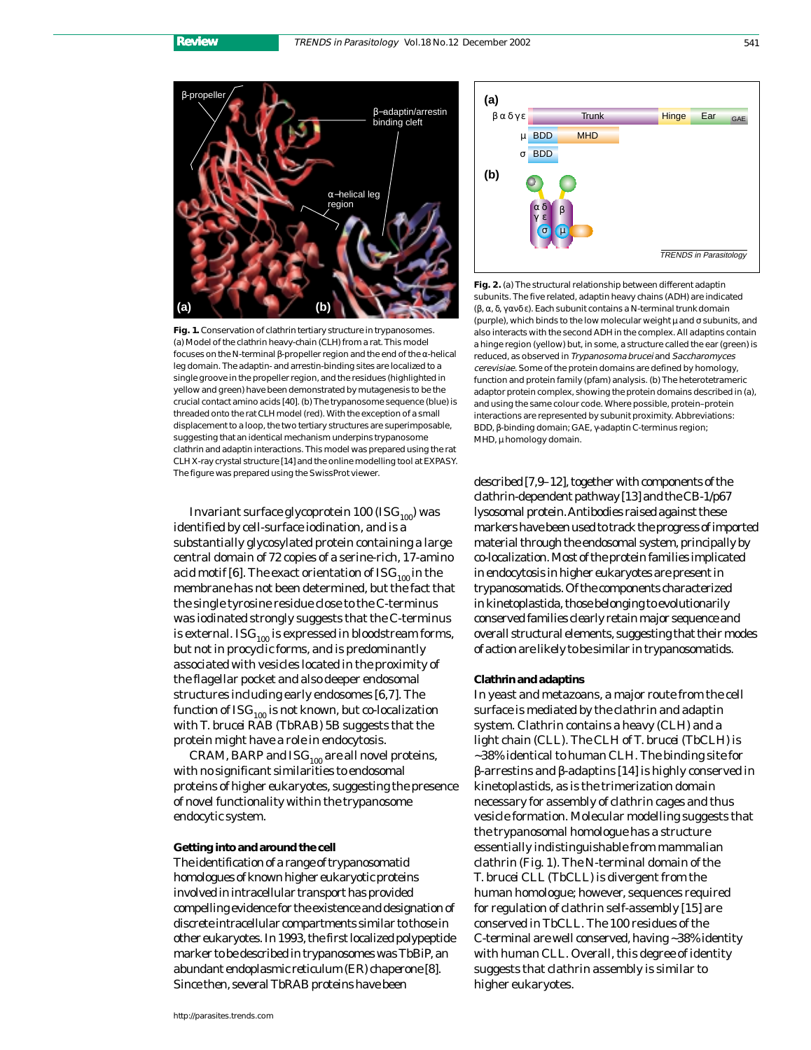Fig. 1. Conservation of clathrin tertiary structure in trypanosomes. (a) Model of the clathrin heavy-chain (CLH) from a rat. This model focuses on the N-terminal β-propeller region and the end of the α-helical leg domain. The adaptin- and arrestin-binding sites are localized to a single groove in the propeller region, and the residues (highlighted in yellow and green) have been demonstrated by mutagenesis to be the crucial contact amino acids [40]. (b) The trypanosome sequence (blue) is threaded onto the rat CLH model (red). With the exception of a small displacement to a loop, the two tertiary structures are superimposable, suggesting that an identical mechanism underpins trypanosome clathrin and adaptin interactions. This model was prepared using the rat CLH X-ray crystal structure [14] and the online modelling tool at EXPASY. The figure was prepared using the SwissProt viewer.

Fig. 2. (a) The structural relationship between different adaptin subunits. The five related, adaptin heavy chains (ADH) are indicated (β, α, δ, γ and ε). Each subunit contains a N-terminal trunk domain (purple), which binds to the low molecular weight μ and σ subunits, and also interacts with the second ADH in the complex. All adaptins contain a hinge region (yellow) but, in some, a structure called the ear (green) is reduced, as observed in *Trypanosoma brucei* and *Saccharomyces cerevisiae*. Some of the protein domains are defined by homology, function and protein family (pfam) analysis. (b) The heterotetrameric adaptor protein complex, showing the protein domains described in (a), and using the same colour code. Where possible, protein–protein interactions are represented by subunit proximity. Abbreviations: BDD, β-binding domain; GAE, γ-adaptin C-terminus region; MHD, μ homology domain.

Invariant surface glycoprotein 100 ($ISG_{100}$) was identified by cell-surface iodination, and is a substantially glycosylated protein containing a large central domain of 72 copies of a serine-rich, 17-amino acid motif [6]. The exact orientation of $ISG_{100}$ in the membrane has not been determined, but the fact that the single tyrosine residue close to the C-terminus was iodinated strongly suggests that the C-terminus is external. $ISG_{100}$ is expressed in bloodstream forms, but not in procyclic forms, and is predominantly associated with vesicles located in the proximity of the flagellar pocket and also deeper endosomal structures including early endosomes [6,7]. The function of $ISG_{100}$ is not known, but co-localization with *T. brucei* RAB (TbRAB) 5B suggests that the protein might have a role in endocytosis.

CRAM, BARP and $ISG_{100}$ are all novel proteins, with no significant similarities to endosomal proteins of higher eukaryotes, suggesting the presence of novel functionality within the trypanosome endocytic system.

### Getting into and around the cell

The identification of a range of trypanosomatid homologues of known higher eukaryotic proteins involved in intracellular transport has provided compelling evidence for the existence and designation of discrete intracellular compartments similar to those in other eukaryotes. In 1993, the first localized polypeptide marker to be described in trypanosomes was TbBiP, an abundant endoplasmic reticulum (ER) chaperone [8]. Since then, several TbRAB proteins have been described [7,9–12], together with components of the clathrin-dependent pathway [13] and the CB-1/p67 lysosomal protein. Antibodies raised against these markers have been used to track the progress of imported material through the endosomal system, principally by co-localization. Most of the protein families implicated in endocytosis in higher eukaryotes are present in trypanosomatids. Of the components characterized in kinetoplastida, those belonging to evolutionarily conserved families clearly retain major sequence and overall structural elements, suggesting that their modes of action are likely to be similar in trypanosomatids.

### Clathrin and adaptins

In yeast and metazoans, a major route from the cell surface is mediated by the clathrin and adaptin system. Clathrin contains a heavy (CLH) and a light chain (CLL). The CLH of *T. brucei* (TbCLH) is ~38% identical to human CLH. The binding site for β-arrestins and β-adaptins [14] is highly conserved in kinetoplastids, as is the trimerization domain necessary for assembly of clathrin cages and thus vesicle formation. Molecular modelling suggests that the trypanosomal homologue has a structure essentially indistinguishable from mammalian clathrin (Fig. 1). The N-terminal domain of the *T. brucei* CLL (TbCLL) is divergent from the human homologue; however, sequences required for regulation of clathrin self-assembly [15] are conserved in TbCLL. The 100 residues of the C-terminal are well conserved, having ~38% identity with human CLL. Overall, this degree of identity suggests that clathrin assembly is similar to higher eukaryotes.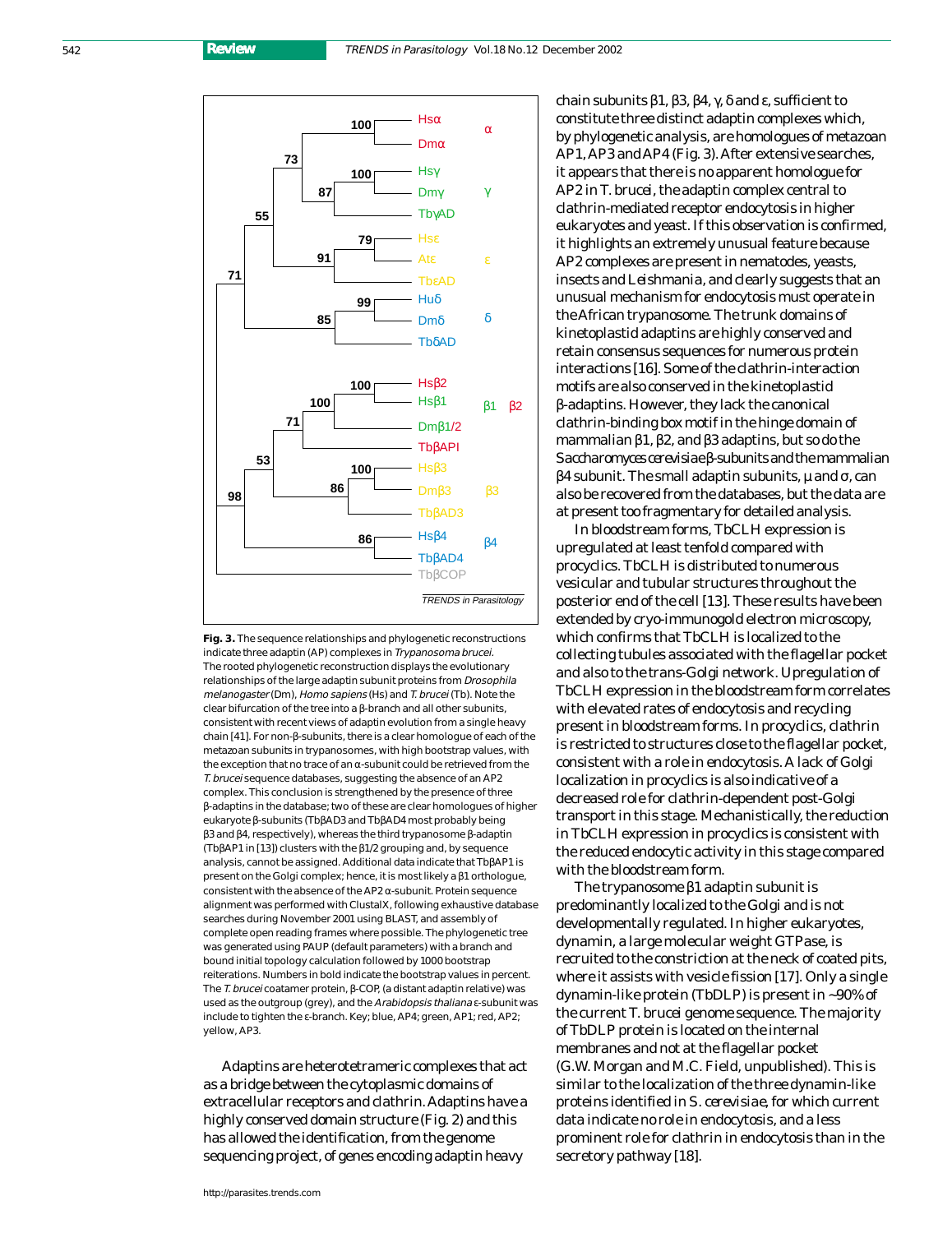**Fig. 3.** The sequence relationships and phylogenetic reconstructions indicate three adaptin (AP) complexes in *Trypanosoma brucei*. The rooted phylogenetic reconstruction displays the evolutionary relationships of the large adaptin subunit proteins from *Drosophila melanogaster* (Dm), *Homo sapiens* (Hs) and *T. brucei* (Tb). Note the clear bifurcation of the tree into a β-branch and all other subunits, consistent with recent views of adaptin evolution from a single heavy chain [41]. For non-β-subunits, there is a clear homologue of each of the metazoan subunits in trypanosomes, with high bootstrap values, with the exception that no trace of an α-subunit could be retrieved from the *T. brucei* sequence databases, suggesting the absence of an AP2 complex. This conclusion is strengthened by the presence of three β-adaptins in the database; two of these are clear homologues of higher eukaryote β-subunits (TbβAD3 and TbβAD4 most probably being β3 and β4, respectively), whereas the third trypanosome β-adaptin (TbβAP1 in [13]) clusters with the β1/2 grouping and, by sequence analysis, cannot be assigned. Additional data indicate that TbβAP1 is present on the Golgi complex; hence, it is most likely a β1 orthologue, consistent with the absence of the AP2 α-subunit. Protein sequence alignment was performed with ClustalX, following exhaustive database searches during November 2001 using BLAST, and assembly of complete open reading frames where possible. The phylogenetic tree was generated using PAUP (default parameters) with a branch and bound initial topology calculation followed by 1000 bootstrap reiterations. Numbers in bold indicate the bootstrap values in percent. The *T. brucei* coatamer protein, β-COP, (a distant adaptin relative) was used as the outgroup (grey), and the *Arabidopsis thaliana* ε-subunit was include to tighten the ε-branch. Key; blue, AP4; green, AP1; red, AP2; yellow, AP3.

Adaptins are heterotetrameric complexes that act as a bridge between the cytoplasmic domains of extracellular receptors and clathrin. Adaptins have a highly conserved domain structure (Fig. 2) and this has allowed the identification, from the genome sequencing project, of genes encoding adaptin heavy chain subunits β1, β3, β4, γ, δ and ε, sufficient to constitute three distinct adaptin complexes which, by phylogenetic analysis, are homologues of metazoan AP1, AP3 and AP4 (Fig. 3). After extensive searches, it appears that there is no apparent homologue for AP2 in T. brucei, the adaptin complex central to clathrin-mediated receptor endocytosis in higher eukaryotes and yeast. If this observation is confirmed, it highlights an extremely unusual feature because AP2 complexes are present in nematodes, yeasts, insects and Leishmania, and clearly suggests that an unusual mechanism for endocytosis must operate in the African trypanosome. The trunk domains of kinetoplastid adaptins are highly conserved and retain consensus sequences for numerous protein interactions [16]. Some of the clathrin-interaction motifs are also conserved in the kinetoplastid β-adaptins. However, they lack the canonical clathrin-binding box motif in the hinge domain of mammalian β1, β2, and β3 adaptins, but so do the *Saccharomyces cerevisiae* β-subunits and the mammalian β4 subunit. The small adaptin subunits, μ and σ, can also be recovered from the databases, but the data are at present too fragmentary for detailed analysis.

In bloodstream forms, TbCLH expression is upregulated at least tenfold compared with procyclics. TbCLH is distributed to numerous vesicular and tubular structures throughout the posterior end of the cell [13]. These results have been extended by cryo-immunogold electron microscopy, which confirms that TbCLH is localized to the collecting tubules associated with the flagellar pocket and also to the trans-Golgi network. Upregulation of TbCLH expression in the bloodstream form correlates with elevated rates of endocytosis and recycling present in bloodstream forms. In procyclics, clathrin is restricted to structures close to the flagellar pocket, consistent with a role in endocytosis. A lack of Golgi localization in procyclics is also indicative of a decreased role for clathrin-dependent post-Golgi transport in this stage. Mechanistically, the reduction in TbCLH expression in procyclics is consistent with the reduced endocytic activity in this stage compared with the bloodstream form.

The trypanosome β1 adaptin subunit is predominantly localized to the Golgi and is not developmentally regulated. In higher eukaryotes, dynamin, a large molecular weight GTPase, is recruited to the constriction at the neck of coated pits, where it assists with vesicle fission [17]. Only a single dynamin-like protein (TbDLP) is present in ~90% of the current T. brucei genome sequence. The majority of TbDLP protein is located on the internal membranes and not at the flagellar pocket (G.W. Morgan and M.C. Field, unpublished). This is similar to the localization of the three dynamin-like proteins identified in S. cerevisiae, for which current data indicate no role in endocytosis, and a less prominent role for clathrin in endocytosis than in the secretory pathway [18].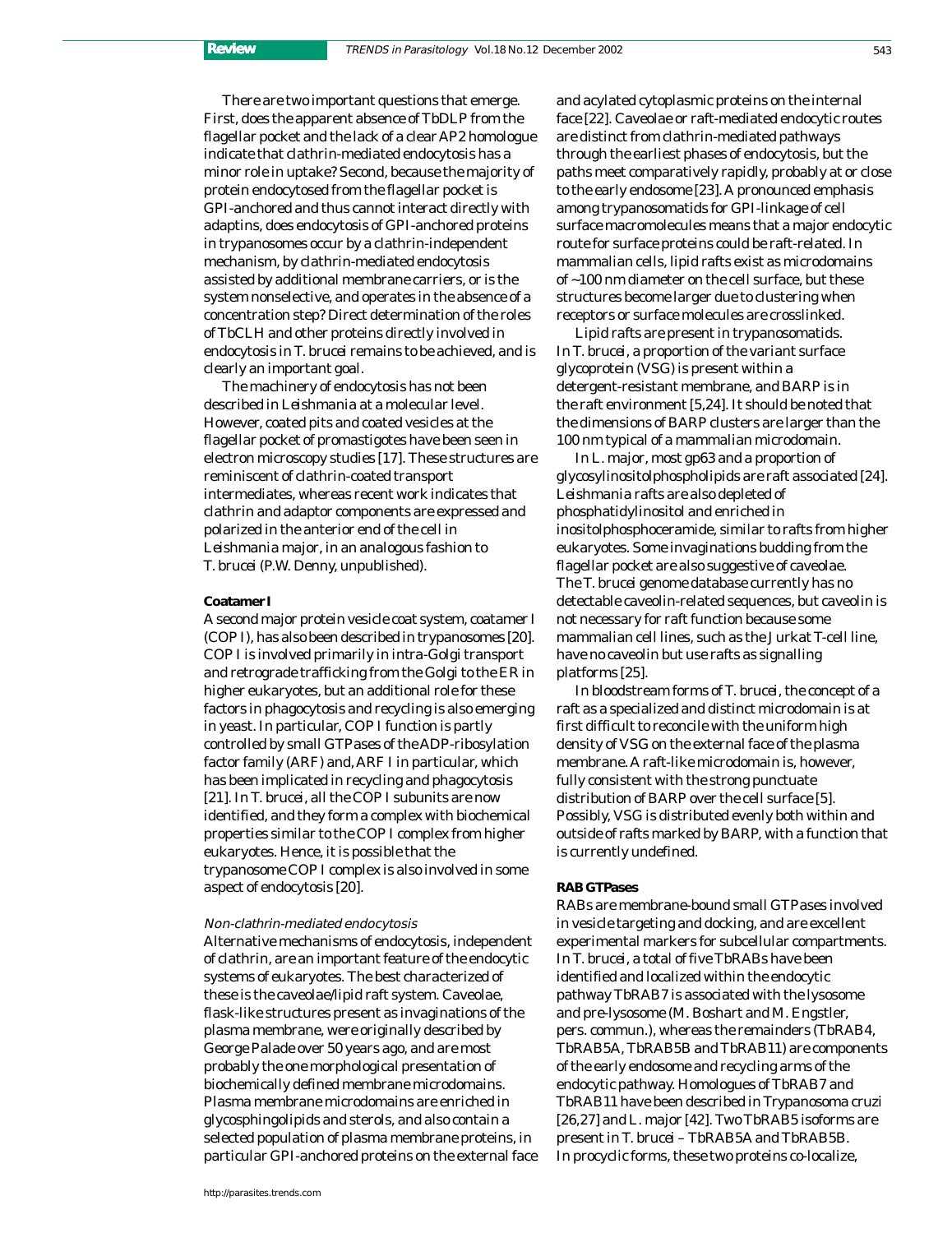There are two important questions that emerge. First, does the apparent absence of TbDLP from the flagellar pocket and the lack of a clear AP2 homologue indicate that clathrin-mediated endocytosis has a minor role in uptake? Second, because the majority of protein endocytosed from the flagellar pocket is GPI-anchored and thus cannot interact directly with adaptins, does endocytosis of GPI-anchored proteins in trypanosomes occur by a clathrin-independent mechanism, by clathrin-mediated endocytosis assisted by additional membrane carriers, or is the system nonselective, and operates in the absence of a concentration step? Direct determination of the roles of TbCLH and other proteins directly involved in endocytosis in *T. brucei* remains to be achieved, and is clearly an important goal.

The machinery of endocytosis has not been described in *Leishmania* at a molecular level. However, coated pits and coated vesicles at the flagellar pocket of promastigotes have been seen in electron microscopy studies [17]. These structures are reminiscent of clathrin-coated transport intermediates, whereas recent work indicates that clathrin and adaptor components are expressed and polarized in the anterior end of the cell in *Leishmania major*, in an analogous fashion to *T. brucei* (P.W. Denny, unpublished).

**Coatamer I**

A second major protein vesicle coat system, coatamer I (COP I), has also been described in trypanosomes [20]. COP I is involved primarily in intra-Golgi transport and retrograde trafficking from the Golgi to the ER in higher eukaryotes, but an additional role for these factors in phagocytosis and recycling is also emerging in yeast. In particular, COP I function is partly controlled by small GTPases of the ADP-ribosylation factor family (ARF) and, ARF I in particular, which has been implicated in recycling and phagocytosis [21]. In *T. brucei*, all the COP I subunits are now identified, and they form a complex with biochemical properties similar to the COP I complex from higher eukaryotes. Hence, it is possible that the trypanosome COP I complex is also involved in some aspect of endocytosis [20].

*Non-clathrin-mediated endocytosis*

Alternative mechanisms of endocytosis, independent of clathrin, are an important feature of the endocytic systems of eukaryotes. The best characterized of these is the caveolae/lipid raft system. Caveolae, flask-like structures present as invaginations of the plasma membrane, were originally described by George Palade over 50 years ago, and are most probably the one morphological presentation of biochemically defined membrane microdomains. Plasma membrane microdomains are enriched in glycosphingolipids and sterols, and also contain a selected population of plasma membrane proteins, in particular GPI-anchored proteins on the external face and acylated cytoplasmic proteins on the internal face [22]. Caveolae or raft-mediated endocytic routes are distinct from clathrin-mediated pathways through the earliest phases of endocytosis, but the paths meet comparatively rapidly, probably at or close to the early endosome [23]. A pronounced emphasis among trypanosomatids for GPI-linkage of cell surface macromolecules means that a major endocytic route for surface proteins could be raft-related. In mammalian cells, lipid rafts exist as microdomains of ~100 nm diameter on the cell surface, but these structures become larger due to clustering when receptors or surface molecules are crosslinked.

Lipid rafts are present in trypanosomatids. In *T. brucei*, a proportion of the variant surface glycoprotein (VSG) is present within a detergent-resistant membrane, and BARP is in the raft environment [5,24]. It should be noted that the dimensions of BARP clusters are larger than the 100 nm typical of a mammalian microdomain.

In *L. major*, most gp63 and a proportion of glycosylinositolphospholipids are raft associated [24]. *Leishmania* rafts are also depleted of phosphatidylinositol and enriched in inositolphosphoceramide, similar to rafts from higher eukaryotes. Some invaginations budding from the flagellar pocket are also suggestive of caveolae. The *T. brucei* genome database currently has no detectable caveolin-related sequences, but caveolin is not necessary for raft function because some mammalian cell lines, such as the Jurkat T-cell line, have no caveolin but use rafts as signalling platforms [25].

In bloodstream forms of *T. brucei*, the concept of a raft as a specialized and distinct microdomain is at first difficult to reconcile with the uniform high density of VSG on the external face of the plasma membrane. A raft-like microdomain is, however, fully consistent with the strong punctuate distribution of BARP over the cell surface [5]. Possibly, VSG is distributed evenly both within and outside of rafts marked by BARP, with a function that is currently undefined.

**RAB GTPases**

RABs are membrane-bound small GTPases involved in vesicle targeting and docking, and are excellent experimental markers for subcellular compartments. In *T. brucei*, a total of five TbRABs have been identified and localized within the endocytic pathway TbRAB7 is associated with the lysosome and pre-lysosome (M. Boshart and M. Engstler, pers. commun.), whereas the remainders (TbRAB4, TbRAB5A, TbRAB5B and TbRAB11) are components of the early endosome and recycling arms of the endocytic pathway. Homologues of TbRAB7 and TbRAB11 have been described in *Trypanosoma cruzi* [26,27] and *L. major* [42]. Two TbRAB5 isoforms are present in *T. brucei* – TbRAB5A and TbRAB5B. In procyclic forms, these two proteins co-localize,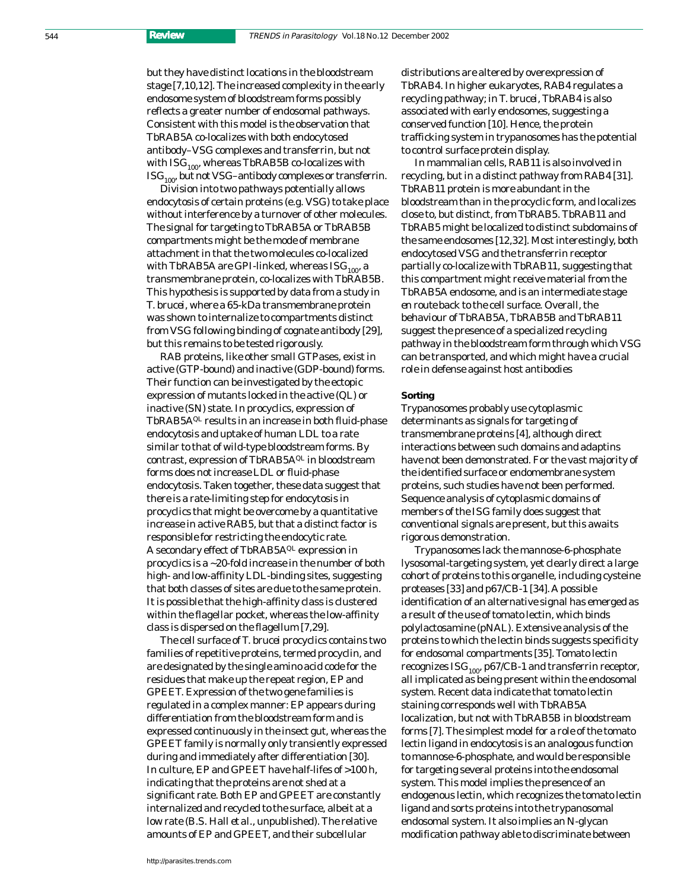but they have distinct locations in the bloodstream stage [7,10,12]. The increased complexity in the early endosome system of bloodstream forms possibly reflects a greater number of endosomal pathways. Consistent with this model is the observation that TbRAB5A co-localizes with both endocytosed antibody–VSG complexes and transferrin, but not with $ISG_{100}$, whereas TbRAB5B co-localizes with $ISG_{100}$, but not VSG–antibody complexes or transferrin.

Division into two pathways potentially allows endocytosis of certain proteins (e.g. VSG) to take place without interference by a turnover of other molecules. The signal for targeting to TbRAB5A or TbRAB5B compartments might be the mode of membrane attachment in that the two molecules co-localized with TbRAB5A are GPI-linked, whereas $ISG_{100}$, a transmembrane protein, co-localizes with TbRAB5B. This hypothesis is supported by data from a study in *T. brucei*, where a 65-kDa transmembrane protein was shown to internalize to compartments distinct from VSG following binding of cognate antibody [29], but this remains to be tested rigorously.

RAB proteins, like other small GTPases, exist in active (GTP-bound) and inactive (GDP-bound) forms. Their function can be investigated by the ectopic expression of mutants locked in the active (QL) or inactive (SN) state. In procyclics, expression of $TbRAB5A^{QL}$ results in an increase in both fluid-phase endocytosis and uptake of human LDL to a rate similar to that of wild-type bloodstream forms. By contrast, expression of $TbRAB5A^{QL}$ in bloodstream forms does not increase LDL or fluid-phase endocytosis. Taken together, these data suggest that there is a rate-limiting step for endocytosis in procyclics that might be overcome by a quantitative increase in active RAB5, but that a distinct factor is responsible for restricting the endocytic rate. A secondary effect of $TbRAB5A^{QL}$ expression in procyclics is a ~20-fold increase in the number of both high- and low-affinity LDL-binding sites, suggesting that both classes of sites are due to the same protein. It is possible that the high-affinity class is clustered within the flagellar pocket, whereas the low-affinity class is dispersed on the flagellum [7,29].

The cell surface of *T. brucei* procyclics contains two families of repetitive proteins, termed procyclin, and are designated by the single amino acid code for the residues that make up the repeat region, EP and GPEET. Expression of the two gene families is regulated in a complex manner: EP appears during differentiation from the bloodstream form and is expressed continuously in the insect gut, whereas the GPEET family is normally only transiently expressed during and immediately after differentiation [30]. In culture, EP and GPEET have half-lifes of >100 h, indicating that the proteins are not shed at a significant rate. Both EP and GPEET are constantly internalized and recycled to the surface, albeit at a low rate (B.S. Hall *et al.*, unpublished). The relative amounts of EP and GPEET, and their subcellular distributions are altered by overexpression of TbRAB4. In higher eukaryotes, RAB4 regulates a recycling pathway; in *T. brucei*, TbRAB4 is also associated with early endosomes, suggesting a conserved function [10]. Hence, the protein trafficking system in trypanosomes has the potential to control surface protein display.

In mammalian cells, RAB11 is also involved in recycling, but in a distinct pathway from RAB4 [31]. TbRAB11 protein is more abundant in the bloodstream than in the procyclic form, and localizes close to, but distinct, from TbRAB5. TbRAB11 and TbRAB5 might be localized to distinct subdomains of the same endosomes [12,32]. Most interestingly, both endocytosed VSG and the transferrin receptor partially co-localize with TbRAB11, suggesting that this compartment might receive material from the TbRAB5A endosome, and is an intermediate stage en route back to the cell surface. Overall, the behaviour of TbRAB5A, TbRAB5B and TbRAB11 suggest the presence of a specialized recycling pathway in the bloodstream form through which VSG can be transported, and which might have a crucial role in defense against host antibodies

**Sorting**

Trypanosomes probably use cytoplasmic determinants as signals for targeting of transmembrane proteins [4], although direct interactions between such domains and adaptins have not been demonstrated. For the vast majority of the identified surface or endomembrane system proteins, such studies have not been performed. Sequence analysis of cytoplasmic domains of members of the ISG family does suggest that conventional signals are present, but this awaits rigorous demonstration.

Trypanosomes lack the mannose-6-phosphate lysosomal-targeting system, yet clearly direct a large cohort of proteins to this organelle, including cysteine proteases [33] and p67/CB-1 [34]. A possible identification of an alternative signal has emerged as a result of the use of tomato lectin, which binds polylactosamine (pNAL). Extensive analysis of the proteins to which the lectin binds suggests specificity for endosomal compartments [35]. Tomato lectin recognizes $ISG_{100}$, p67/CB-1 and transferrin receptor, all implicated as being present within the endosomal system. Recent data indicate that tomato lectin staining corresponds well with TbRAB5A localization, but not with TbRAB5B in bloodstream forms [7]. The simplest model for a role of the tomato lectin ligand in endocytosis is an analogous function to mannose-6-phosphate, and would be responsible for targeting several proteins into the endosomal system. This model implies the presence of an endogenous lectin, which recognizes the tomato lectin ligand and sorts proteins into the trypanosomal endosomal system. It also implies an N-glycan modification pathway able to discriminate between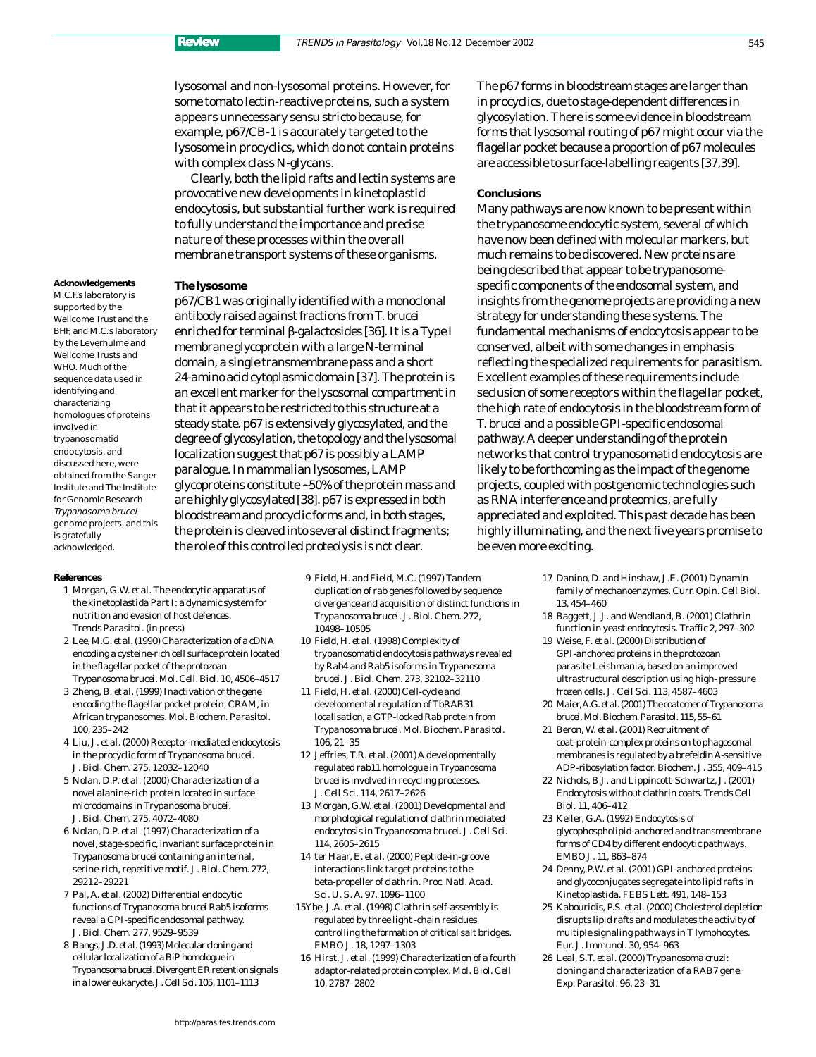lysosomal and non-lysosomal proteins. However, for some tomato lectin-reactive proteins, such a system appears unnecessary *sensu stricto* because, for example, p67/CB-1 is accurately targeted to the lysosome in procyclics, which do not contain proteins with complex class N-glycans.

Clearly, both the lipid rafts and lectin systems are provocative new developments in kinetoplastid endocytosis, but substantial further work is required to fully understand the importance and precise nature of these processes within the overall membrane transport systems of these organisms.

### The lysosome

p67/CB1 was originally identified with a monoclonal antibody raised against fractions from *T. brucei* enriched for terminal β-galactosides [36]. It is a Type I membrane glycoprotein with a large N-terminal domain, a single transmembrane pass and a short 24-amino acid cytoplasmic domain [37]. The protein is an excellent marker for the lysosomal compartment in that it appears to be restricted to this structure at a steady state. p67 is extensively glycosylated, and the degree of glycosylation, the topology and the lysosomal localization suggest that p67 is possibly a LAMP paralogue. In mammalian lysosomes, LAMP glycoproteins constitute ~50% of the protein mass and are highly glycosylated [38]. p67 is expressed in both bloodstream and procyclic forms and, in both stages, the protein is cleaved into several distinct fragments; the role of this controlled proteolysis is not clear.

The p67 forms in bloodstream stages are larger than in procyclics, due to stage-dependent differences in glycosylation. There is some evidence in bloodstream forms that lysosomal routing of p67 might occur via the flagellar pocket because a proportion of p67 molecules are accessible to surface-labelling reagents [37,39].

### Conclusions

Many pathways are now known to be present within the trypanosome endocytic system, several of which have now been defined with molecular markers, but much remains to be discovered. New proteins are being described that appear to be trypanosome-specific components of the endosomal system, and insights from the genome projects are providing a new strategy for understanding these systems. The fundamental mechanisms of endocytosis appear to be conserved, albeit with some changes in emphasis reflecting the specialized requirements for parasitism. Excellent examples of these requirements include seclusion of some receptors within the flagellar pocket, the high rate of endocytosis in the bloodstream form of *T. brucei* and a possible GPI-specific endosomal pathway. A deeper understanding of the protein networks that control trypanosomatid endocytosis are likely to be forthcoming as the impact of the genome projects, coupled with postgenomic technologies such as RNA interference and proteomics, are fully appreciated and exploited. This past decade has been highly illuminating, and the next five years promise to be even more exciting.

#### Acknowledgements

M.C.F.'s laboratory is supported by the Wellcome Trust and the BHF, and M.C.'s laboratory by the Leverhulme and Wellcome Trusts and WHO. Much of the sequence data used in identifying and characterizing homologues of proteins involved in trypanosomatid endocytosis, and discussed here, were obtained from the Sanger Institute and The Institute for Genomic Research *Trypanosoma brucei* genome projects, and this is gratefully acknowledged.

### References

1 Morgan, G.W. *et al.* The endocytic apparatus of the kinetoplastida Part I: a dynamic system for nutrition and evasion of host defences. *Trends Parasitol.* (in press)
2 Lee, M.G. *et al.* (1990) Characterization of a cDNA encoding a cysteine-rich cell surface protein located in the flagellar pocket of the protozoan *Trypanosoma brucei*. *Mol. Cell. Biol.* 10, 4506–4517
3 Zheng, B. *et al.* (1999) Inactivation of the gene encoding the flagellar pocket protein, CRAM, in African trypanosomes. *Mol. Biochem. Parasitol.* 100, 235–242
4 Liu, J. *et al.* (2000) Receptor-mediated endocytosis in the procyclic form of *Trypanosoma brucei*. *J. Biol. Chem.* 275, 12032–12040
5 Nolan, D.P. *et al.* (2000) Characterization of a novel alanine-rich protein located in surface microdomains in *Trypanosoma brucei*. *J. Biol. Chem.* 275, 4072–4080
6 Nolan, D.P. *et al.* (1997) Characterization of a novel, stage-specific, invariant surface protein in *Trypanosoma brucei* containing an internal, serine-rich, repetitive motif. *J. Biol. Chem.* 272, 29212–29221
7 Pal, A. *et al.* (2002) Differential endocytic functions of *Trypanosoma brucei* Rab5 isoforms reveal a GPI-specific endosomal pathway. *J. Biol. Chem.* 277, 9529–9539
8 Bangs, J.D. *et al.* (1993) Molecular cloning and cellular localization of a BiP homologue in *Trypanosoma brucei*. Divergent ER retention signals in a lower eukaryote. *J. Cell Sci.* 105, 1101–1113
9 Field, H. and Field, M.C. (1997) Tandem duplication of rab genes followed by sequence divergence and acquisition of distinct functions in *Trypanosoma brucei*. *J. Biol. Chem.* 272, 10498–10505
10 Field, H. *et al.* (1998) Complexity of trypanosomatid endocytosis pathways revealed by Rab4 and Rab5 isoforms in *Trypanosoma brucei*. *J. Biol. Chem.* 273, 32102–32110
11 Field, H. *et al.* (2000) Cell-cycle and developmental regulation of TbRAB31 localisation, a GTP-locked Rab protein from *Trypanosoma brucei*. *Mol. Biochem. Parasitol.* 106, 21–35
12 Jeffries, T.R. *et al.* (2001) A developmentally regulated rab11 homologue in *Trypanosoma brucei* is involved in recycling processes. *J. Cell Sci.* 114, 2617–2626
13 Morgan, G.W. *et al.* (2001) Developmental and morphological regulation of clathrin mediated endocytosis in *Trypanosoma brucei*. *J. Cell Sci.* 114, 2605–2615
14 ter Haar, E. *et al.* (2000) Peptide-in-groove interactions link target proteins to the beta-propeller of clathrin. *Proc. Natl. Acad. Sci. U. S. A.* 97, 1096–1100
15 Ybe, J.A. *et al.* (1998) Clathrin self-assembly is regulated by three light -chain residues controlling the formation of critical salt bridges. *EMBO J.* 18, 1297–1303
16 Hirst, J. *et al.* (1999) Characterization of a fourth adaptor-related protein complex. *Mol. Biol. Cell* 10, 2787–2802
17 Danino, D. and Hinshaw, J.E. (2001) Dynamin family of mechanoenzymes. *Curr. Opin. Cell Biol.* 13, 454–460
18 Baggett, J.J. and Wendland, B. (2001) Clathrin function in yeast endocytosis. *Traffic* 2, 297–302
19 Weise, F. *et al.* (2000) Distribution of GPI-anchored proteins in the protozoan parasite *Leishmania*, based on an improved ultrastructural description using high- pressure frozen cells. *J. Cell Sci.* 113, 4587–4603
20 Maier, A.G. *et al.* (2001) The coatomer of *Trypanosoma brucei*. *Mol. Biochem. Parasitol.* 115, 55–61
21 Beron, W. *et al.* (2001) Recruitment of coat-protein-complex proteins on to phagosomal membranes is regulated by a brefeldin A-sensitive ADP-ribosylation factor. *Biochem. J.* 355, 409–415
22 Nichols, B.J. and Lippincott-Schwartz, J. (2001) Endocytosis without clathrin coats. *Trends Cell Biol.* 11, 406–412
23 Keller, G.A. (1992) Endocytosis of glycophospholipid-anchored and transmembrane forms of CD4 by different endocytic pathways. *EMBO J.* 11, 863–874
24 Denny, P.W. *et al.* (2001) GPI-anchored proteins and glycoconjugates segregate into lipid rafts in Kinetoplastida. *FEBS Lett.* 491, 148–153
25 Kabouridis, P.S. *et al.* (2000) Cholesterol depletion disrupts lipid rafts and modulates the activity of multiple signaling pathways in T lymphocytes. *Eur. J. Immunol.* 30, 954–963
26 Leal, S.T. *et al.* (2000) *Trypanosoma cruzi*: cloning and characterization of a RAB7 gene. *Exp. Parasitol.* 96, 23–31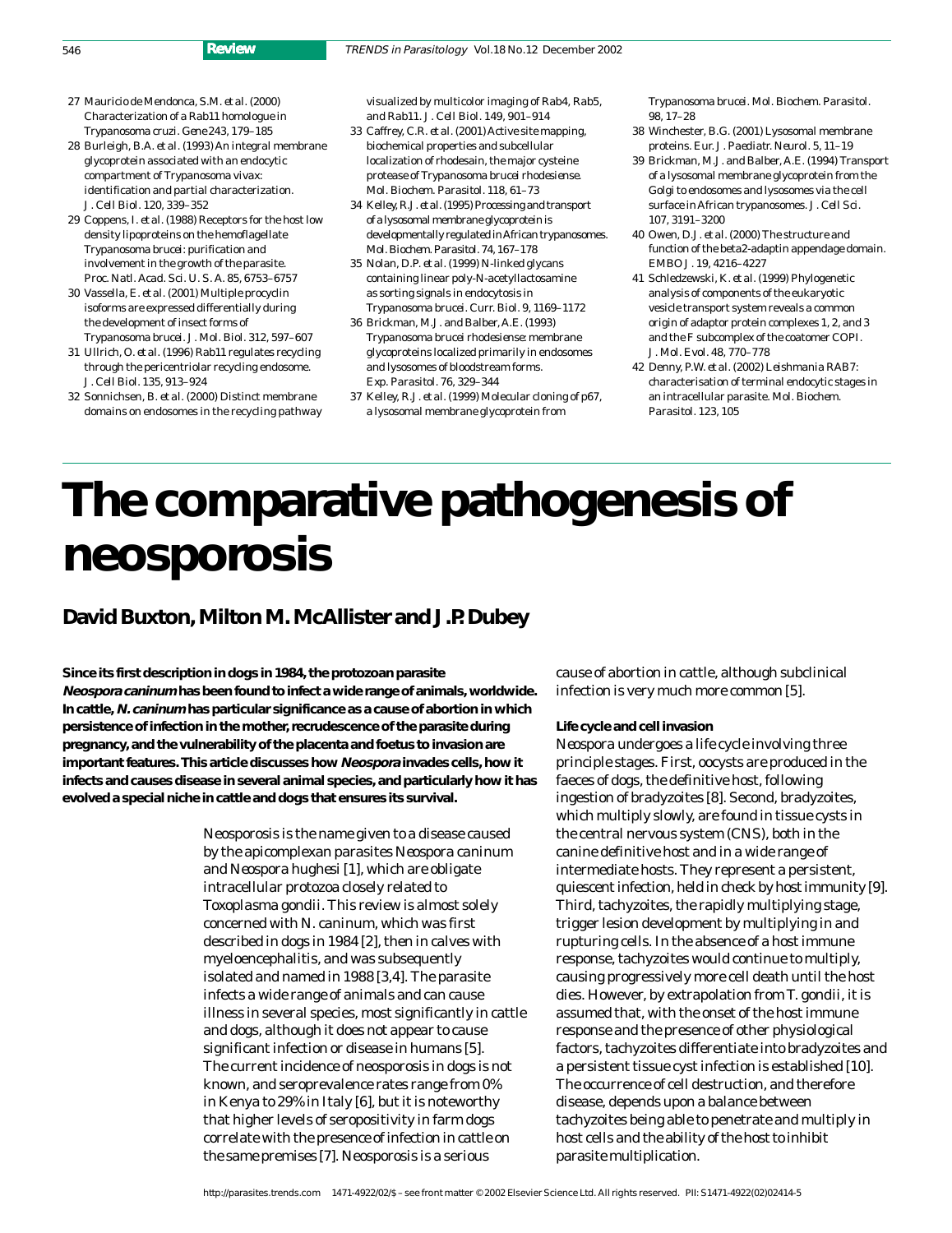27 Mauricio de Mendonca, S.M. *et al.* (2000) Characterization of a Rab11 homologue in *Trypanosoma cruzi*. *Gene* 243, 179–185

28 Burleigh, B.A. *et al.* (1993) An integral membrane glycoprotein associated with an endocytic compartment of *Trypanosoma vivax*: identification and partial characterization. *J. Cell Biol.* 120, 339–352

29 Coppens, I. *et al.* (1988) Receptors for the host low density lipoproteins on the hemoflagellate *Trypanosoma brucei*: purification and involvement in the growth of the parasite. *Proc. Natl. Acad. Sci. U. S. A.* 85, 6753–6757

30 Vassella, E. *et al.* (2001) Multiple procyclin isoforms are expressed differentially during the development of insect forms of *Trypanosoma brucei*. *J. Mol. Biol.* 312, 597–607

31 Ullrich, O. *et al.* (1996) Rab11 regulates recycling through the pericentriolar recycling endosome. *J. Cell Biol.* 135, 913–924

32 Sonnichsen, B. *et al.* (2000) Distinct membrane domains on endosomes in the recycling pathway visualized by multicolor imaging of Rab4, Rab5, and Rab11. *J. Cell Biol.* 149, 901–914

33 Caffrey, C.R. *et al.* (2001) Active site mapping, biochemical properties and subcellular localization of rhodesain, the major cysteine protease of *Trypanosoma brucei rhodesiense*. *Mol. Biochem. Parasitol.* 118, 61–73

34 Kelley, R.J. *et al.* (1995) Processing and transport of a lysosomal membrane glycoprotein is developmentally regulated in African trypanosomes. *Mol. Biochem. Parasitol.* 74, 167–178

35 Nolan, D.P. *et al.* (1999) N-linked glycans containing linear poly-N-acetyllactosamine as sorting signals in endocytosis in *Trypanosoma brucei*. *Curr. Biol.* 9, 1169–1172

36 Brickman, M.J. and Balber, A.E. (1993) *Trypanosoma brucei rhodesiense*: membrane glycoproteins localized primarily in endosomes and lysosomes of bloodstream forms. *Exp. Parasitol.* 76, 329–344

37 Kelley, R.J. *et al.* (1999) Molecular cloning of p67, a lysosomal membrane glycoprotein from *Trypanosoma brucei*. *Mol. Biochem. Parasitol.* 98, 17–28

38 Winchester, B.G. (2001) Lysosomal membrane proteins. *Eur. J. Paediatr. Neurol.* 5, 11–19

39 Brickman, M.J. and Balber, A.E. (1994) Transport of a lysosomal membrane glycoprotein from the Golgi to endosomes and lysosomes via the cell surface in African trypanosomes. *J. Cell Sci.* 107, 3191–3200

40 Owen, D.J. *et al.* (2000) The structure and function of the beta2-adaptin appendage domain. *EMBO J.* 19, 4216–4227

41 Schledzewski, K. *et al.* (1999) Phylogenetic analysis of components of the eukaryotic vesicle transport system reveals a common origin of adaptor protein complexes 1, 2, and 3 and the F subcomplex of the coatomer COPI. *J. Mol. Evol.* 48, 770–778

42 Denny, P.W. *et al.* (2002) *Leishmania* RAB7: characterisation of terminal endocytic stages in an intracellular parasite. *Mol. Biochem. Parasitol.* 123, 105

# The comparative pathogenesis of neosporosis

## David Buxton, Milton M. McAllister and J.P. Dubey

**Since its first description in dogs in 1984, the protozoan parasite *Neospora caninum* has been found to infect a wide range of animals, worldwide. In cattle, *N. caninum* has particular significance as a cause of abortion in which persistence of infection in the mother, recrudescence of the parasite during pregnancy, and the vulnerability of the placenta and foetus to invasion are important features. This article discusses how *Neospora* invades cells, how it infects and causes disease in several animal species, and particularly how it has evolved a special niche in cattle and dogs that ensures its survival.**

Neosporosis is the name given to a disease caused by the apicomplexan parasites *Neospora caninum* and *Neospora hughesi* [1], which are obligate intracellular protozoa closely related to *Toxoplasma gondii*. This review is almost solely concerned with *N. caninum*, which was first described in dogs in 1984 [2], then in calves with myeloencephalitis, and was subsequently isolated and named in 1988 [3,4]. The parasite infects a wide range of animals and can cause illness in several species, most significantly in cattle and dogs, although it does not appear to cause significant infection or disease in humans [5]. The current incidence of neosporosis in dogs is not known, and seroprevalence rates range from 0% in Kenya to 29% in Italy [6], but it is noteworthy that higher levels of seropositivity in farm dogs correlate with the presence of infection in cattle on the same premises [7]. Neosporosis is a serious cause of abortion in cattle, although subclinical infection is very much more common [5].

### Life cycle and cell invasion

*Neospora* undergoes a life cycle involving three principle stages. First, oocysts are produced in the faeces of dogs, the definitive host, following ingestion of bradyzoites [8]. Second, bradyzoites, which multiply slowly, are found in tissue cysts in the central nervous system (CNS), both in the canine definitive host and in a wide range of intermediate hosts. They represent a persistent, quiescent infection, held in check by host immunity [9]. Third, tachyzoites, the rapidly multiplying stage, trigger lesion development by multiplying in and rupturing cells. In the absence of a host immune response, tachyzoites would continue to multiply, causing progressively more cell death until the host dies. However, by extrapolation from *T. gondii*, it is assumed that, with the onset of the host immune response and the presence of other physiological factors, tachyzoites differentiate into bradyzoites and a persistent tissue cyst infection is established [10]. The occurrence of cell destruction, and therefore disease, depends upon a balance between tachyzoites being able to penetrate and multiply in host cells and the ability of the host to inhibit parasite multiplication.